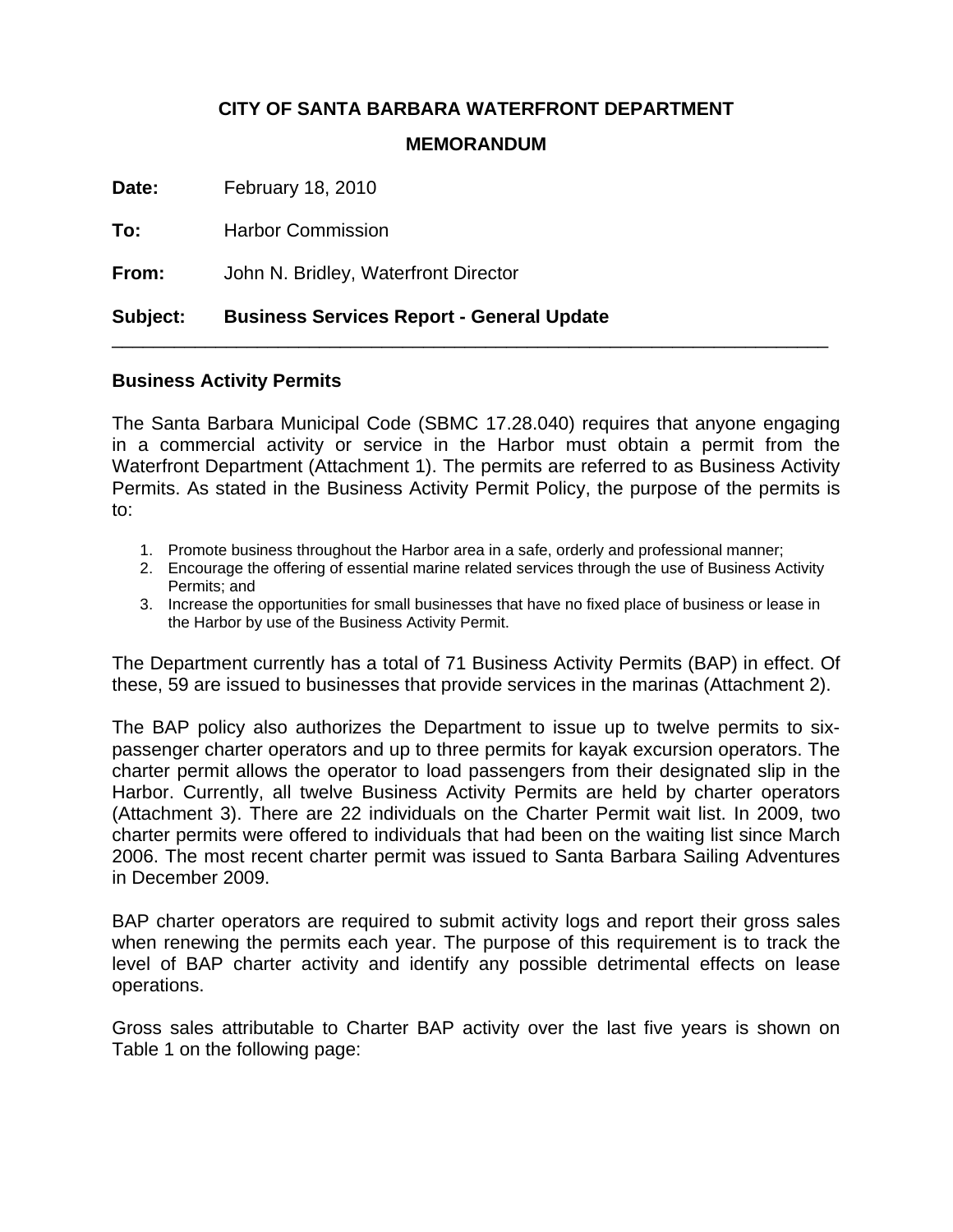# CITY OF SANTA BARBARA WATERFRONT DEPARTMENT

## MEMORANDUM

**Date:** February 18, 2010

**To:** Harbor Commission

**From:** John N. Bridley, Waterfront Director

**Subject:** **Business Services Report - General Update**

---

### Business Activity Permits

The Santa Barbara Municipal Code (SBMC 17.28.040) requires that anyone engaging in a commercial activity or service in the Harbor must obtain a permit from the Waterfront Department (Attachment 1). The permits are referred to as Business Activity Permits. As stated in the Business Activity Permit Policy, the purpose of the permits is to:

1. Promote business throughout the Harbor area in a safe, orderly and professional manner;
2. Encourage the offering of essential marine related services through the use of Business Activity Permits; and
3. Increase the opportunities for small businesses that have no fixed place of business or lease in the Harbor by use of the Business Activity Permit.

The Department currently has a total of 71 Business Activity Permits (BAP) in effect. Of these, 59 are issued to businesses that provide services in the marinas (Attachment 2).

The BAP policy also authorizes the Department to issue up to twelve permits to six-passenger charter operators and up to three permits for kayak excursion operators. The charter permit allows the operator to load passengers from their designated slip in the Harbor. Currently, all twelve Business Activity Permits are held by charter operators (Attachment 3). There are 22 individuals on the Charter Permit wait list. In 2009, two charter permits were offered to individuals that had been on the waiting list since March 2006. The most recent charter permit was issued to Santa Barbara Sailing Adventures in December 2009.

BAP charter operators are required to submit activity logs and report their gross sales when renewing the permits each year. The purpose of this requirement is to track the level of BAP charter activity and identify any possible detrimental effects on lease operations.

Gross sales attributable to Charter BAP activity over the last five years is shown on Table 1 on the following page: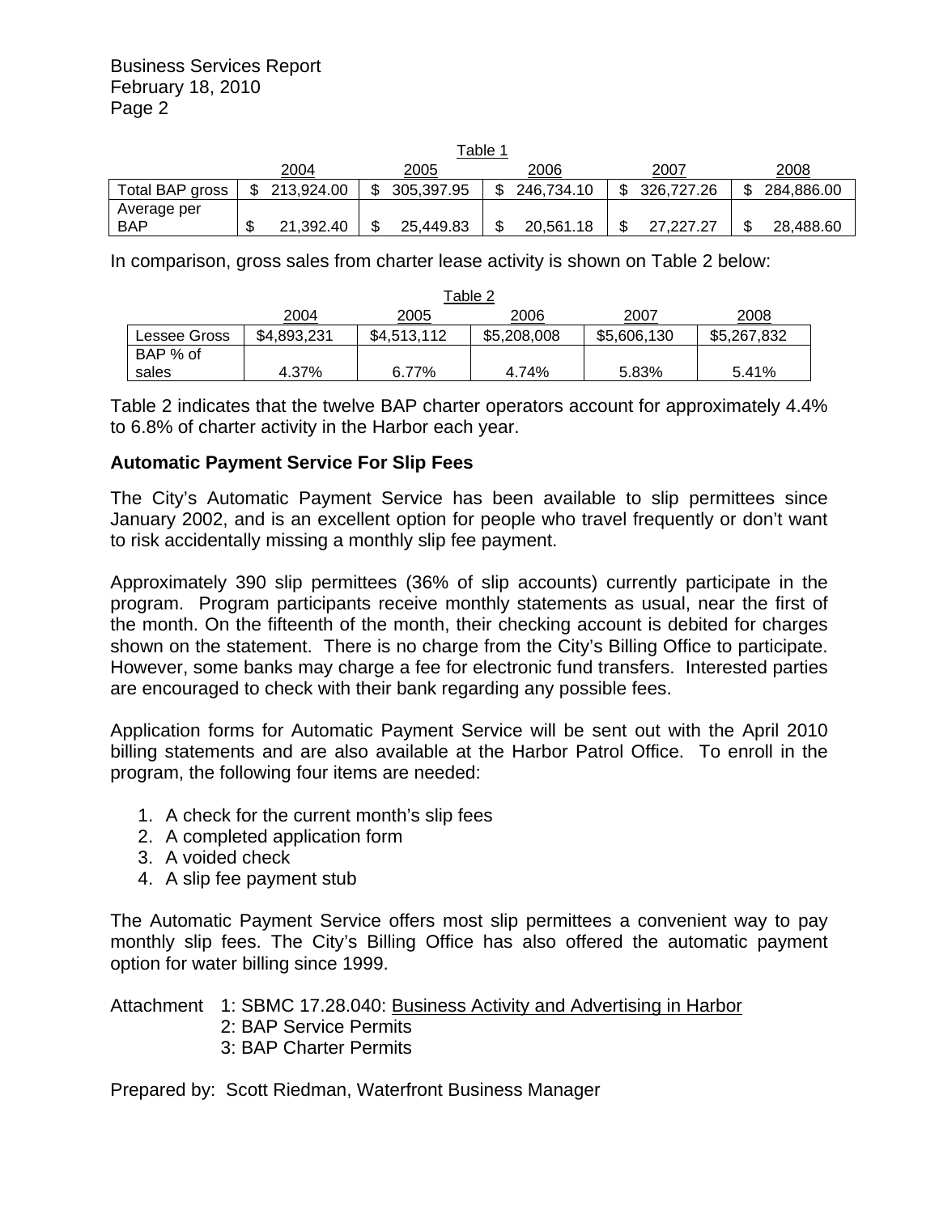Table 1

| | 2004 | 2005 | 2006 | 2007 | 2008 |
|---|---|---|---|---|---|
| Total BAP gross | $ 213,924.00 | $ 305,397.95 | $ 246,734.10 | $ 326,727.26 | $ 284,886.00 |
| Average per BAP | $ 21,392.40 | $ 25,449.83 | $ 20,561.18 | $ 27,227.27 | $ 28,488.60 |

In comparison, gross sales from charter lease activity is shown on Table 2 below:

Table 2

| | 2004 | 2005 | 2006 | 2007 | 2008 |
|---|---|---|---|---|---|
| Lessee Gross | $4,893,231 | $4,513,112 | $5,208,008 | $5,606,130 | $5,267,832 |
| BAP % of sales | 4.37% | 6.77% | 4.74% | 5.83% | 5.41% |

Table 2 indicates that the twelve BAP charter operators account for approximately 4.4% to 6.8% of charter activity in the Harbor each year.

**Automatic Payment Service For Slip Fees**

The City's Automatic Payment Service has been available to slip permittees since January 2002, and is an excellent option for people who travel frequently or don't want to risk accidentally missing a monthly slip fee payment.

Approximately 390 slip permittees (36% of slip accounts) currently participate in the program. Program participants receive monthly statements as usual, near the first of the month. On the fifteenth of the month, their checking account is debited for charges shown on the statement. There is no charge from the City's Billing Office to participate. However, some banks may charge a fee for electronic fund transfers. Interested parties are encouraged to check with their bank regarding any possible fees.

Application forms for Automatic Payment Service will be sent out with the April 2010 billing statements and are also available at the Harbor Patrol Office. To enroll in the program, the following four items are needed:

1. A check for the current month's slip fees
2. A completed application form
3. A voided check
4. A slip fee payment stub

The Automatic Payment Service offers most slip permittees a convenient way to pay monthly slip fees. The City's Billing Office has also offered the automatic payment option for water billing since 1999.

Attachment 1: SBMC 17.28.040: Business Activity and Advertising in Harbor
2: BAP Service Permits
3: BAP Charter Permits

Prepared by: Scott Riedman, Waterfront Business Manager